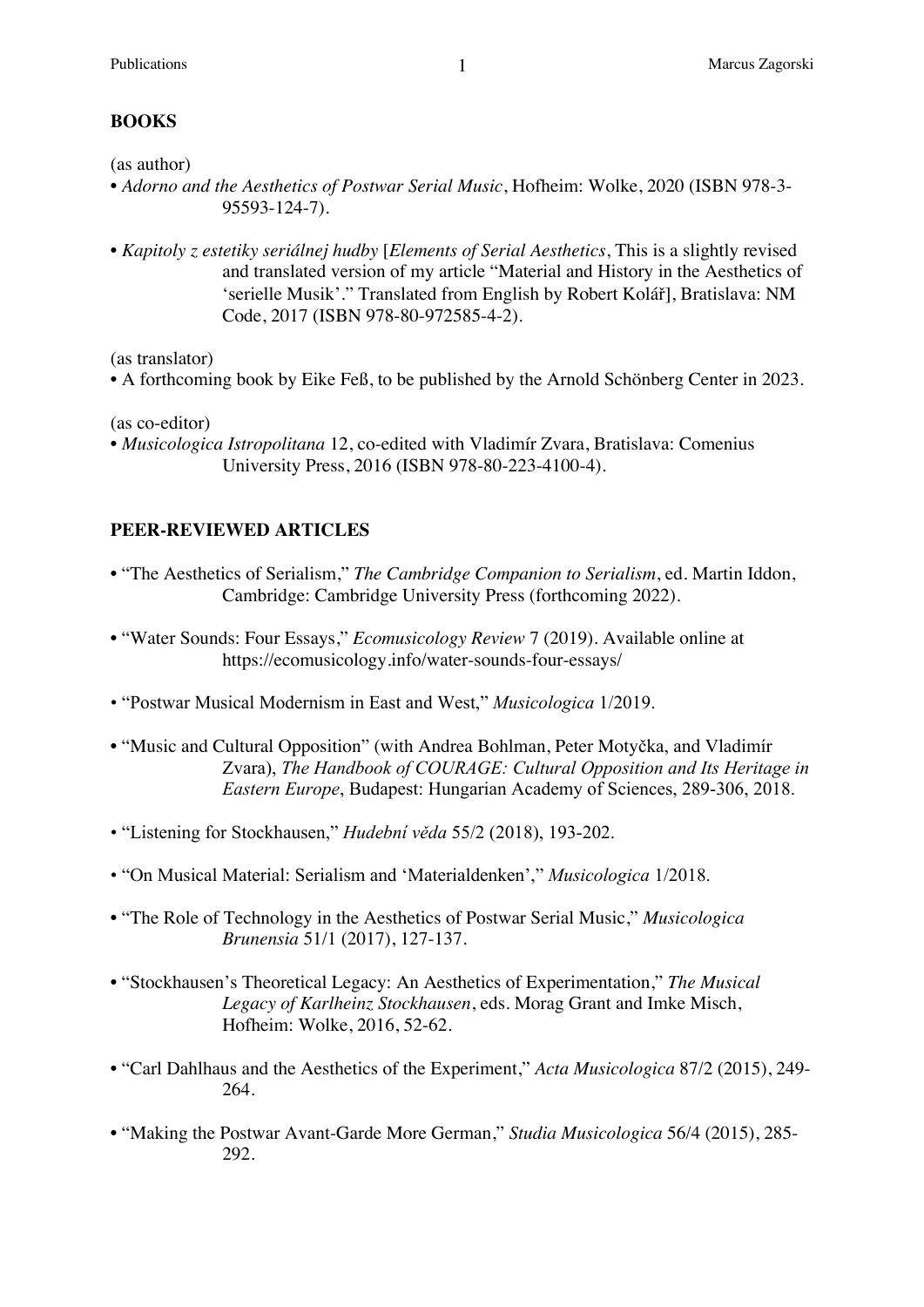## BOOKS

(as author)

- *Adorno and the Aesthetics of Postwar Serial Music*, Hofheim: Wolke, 2020 (ISBN 978-3-95593-124-7).

- *Kapitoly z estetiky seriálnej hudby* [*Elements of Serial Aesthetics*, This is a slightly revised and translated version of my article "Material and History in the Aesthetics of 'serielle Musik'." Translated from English by Robert Kolář], Bratislava: NM Code, 2017 (ISBN 978-80-972585-4-2).

(as translator)

- A forthcoming book by Eike Feß, to be published by the Arnold Schönberg Center in 2023.

(as co-editor)

- *Musicologica Istropolitana* 12, co-edited with Vladimír Zvara, Bratislava: Comenius University Press, 2016 (ISBN 978-80-223-4100-4).

## PEER-REVIEWED ARTICLES

- "The Aesthetics of Serialism," *The Cambridge Companion to Serialism*, ed. Martin Iddon, Cambridge: Cambridge University Press (forthcoming 2022).

- "Water Sounds: Four Essays," *Ecomusicology Review* 7 (2019). Available online at https://ecomusicology.info/water-sounds-four-essays/

- "Postwar Musical Modernism in East and West," *Musicologica* 1/2019.

- "Music and Cultural Opposition" (with Andrea Bohlman, Peter Motyčka, and Vladimír Zvara), *The Handbook of COURAGE: Cultural Opposition and Its Heritage in Eastern Europe*, Budapest: Hungarian Academy of Sciences, 289-306, 2018.

- "Listening for Stockhausen," *Hudební věda* 55/2 (2018), 193-202.

- "On Musical Material: Serialism and 'Materialdenken'," *Musicologica* 1/2018.

- "The Role of Technology in the Aesthetics of Postwar Serial Music," *Musicologica Brunensia* 51/1 (2017), 127-137.

- "Stockhausen's Theoretical Legacy: An Aesthetics of Experimentation," *The Musical Legacy of Karlheinz Stockhausen*, eds. Morag Grant and Imke Misch, Hofheim: Wolke, 2016, 52-62.

- "Carl Dahlhaus and the Aesthetics of the Experiment," *Acta Musicologica* 87/2 (2015), 249-264.

- "Making the Postwar Avant-Garde More German," *Studia Musicologica* 56/4 (2015), 285-292.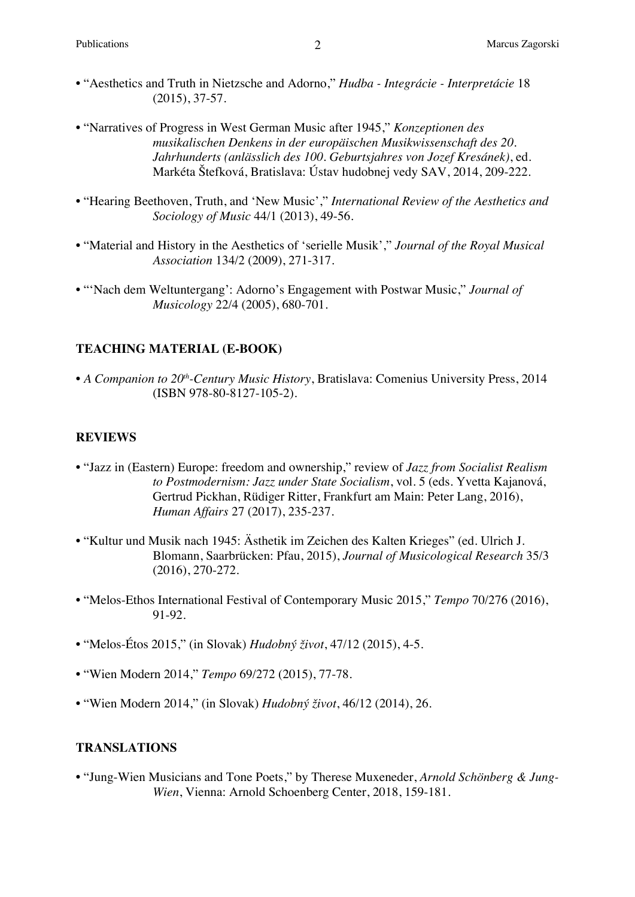- "Aesthetics and Truth in Nietzsche and Adorno," *Hudba - Integrácie - Interpretácie* 18 (2015), 37-57.

- "Narratives of Progress in West German Music after 1945," *Konzeptionen des musikalischen Denkens in der europäischen Musikwissenschaft des 20. Jahrhunderts (anlässlich des 100. Geburtsjahres von Jozef Kresánek)*, ed. Markéta Štefková, Bratislava: Ústav hudobnej vedy SAV, 2014, 209-222.

- "Hearing Beethoven, Truth, and 'New Music'," *International Review of the Aesthetics and Sociology of Music* 44/1 (2013), 49-56.

- "Material and History in the Aesthetics of 'serielle Musik'," *Journal of the Royal Musical Association* 134/2 (2009), 271-317.

- "'Nach dem Weltuntergang': Adorno's Engagement with Postwar Music," *Journal of Musicology* 22/4 (2005), 680-701.

## TEACHING MATERIAL (E-BOOK)

- *A Companion to 20th-Century Music History*, Bratislava: Comenius University Press, 2014 (ISBN 978-80-8127-105-2).

## REVIEWS

- "Jazz in (Eastern) Europe: freedom and ownership," review of *Jazz from Socialist Realism to Postmodernism: Jazz under State Socialism*, vol. 5 (eds. Yvetta Kajanová, Gertrud Pickhan, Rüdiger Ritter, Frankfurt am Main: Peter Lang, 2016), *Human Affairs* 27 (2017), 235-237.

- "Kultur und Musik nach 1945: Ästhetik im Zeichen des Kalten Krieges" (ed. Ulrich J. Blomann, Saarbrücken: Pfau, 2015), *Journal of Musicological Research* 35/3 (2016), 270-272.

- "Melos-Ethos International Festival of Contemporary Music 2015," *Tempo* 70/276 (2016), 91-92.

- "Melos-Étos 2015," (in Slovak) *Hudobný život*, 47/12 (2015), 4-5.

- "Wien Modern 2014," *Tempo* 69/272 (2015), 77-78.

- "Wien Modern 2014," (in Slovak) *Hudobný život*, 46/12 (2014), 26.

## TRANSLATIONS

- "Jung-Wien Musicians and Tone Poets," by Therese Muxeneder, *Arnold Schönberg & Jung-Wien*, Vienna: Arnold Schoenberg Center, 2018, 159-181.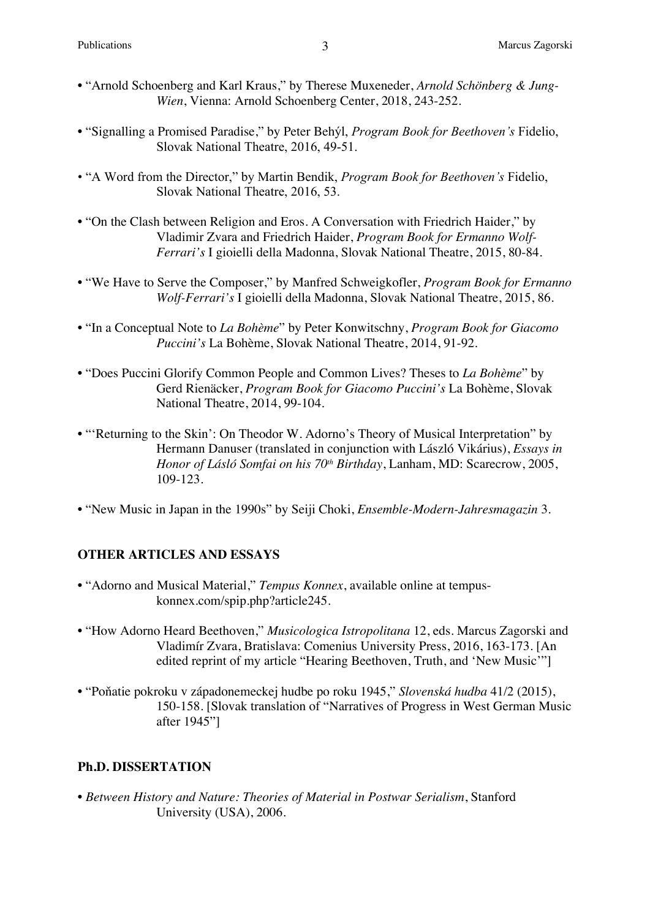- "Arnold Schoenberg and Karl Kraus," by Therese Muxeneder, *Arnold Schönberg & Jung-Wien*, Vienna: Arnold Schoenberg Center, 2018, 243-252.

- "Signalling a Promised Paradise," by Peter Behýl, *Program Book for Beethoven's* Fidelio, Slovak National Theatre, 2016, 49-51.

- "A Word from the Director," by Martin Bendik, *Program Book for Beethoven's* Fidelio, Slovak National Theatre, 2016, 53.

- "On the Clash between Religion and Eros. A Conversation with Friedrich Haider," by Vladimir Zvara and Friedrich Haider, *Program Book for Ermanno Wolf-Ferrari's* I gioielli della Madonna, Slovak National Theatre, 2015, 80-84.

- "We Have to Serve the Composer," by Manfred Schweigkofler, *Program Book for Ermanno Wolf-Ferrari's* I gioielli della Madonna, Slovak National Theatre, 2015, 86.

- "In a Conceptual Note to *La Bohème*" by Peter Konwitschny, *Program Book for Giacomo Puccini's* La Bohème, Slovak National Theatre, 2014, 91-92.

- "Does Puccini Glorify Common People and Common Lives? Theses to *La Bohème*" by Gerd Rienäcker, *Program Book for Giacomo Puccini's* La Bohème, Slovak National Theatre, 2014, 99-104.

- "'Returning to the Skin': On Theodor W. Adorno's Theory of Musical Interpretation" by Hermann Danuser (translated in conjunction with László Vikárius), *Essays in Honor of Lásló Somfai on his 70th Birthday*, Lanham, MD: Scarecrow, 2005, 109-123.

- "New Music in Japan in the 1990s" by Seiji Choki, *Ensemble-Modern-Jahresmagazin* 3.

## OTHER ARTICLES AND ESSAYS

- "Adorno and Musical Material," *Tempus Konnex*, available online at tempus-konnex.com/spip.php?article245.

- "How Adorno Heard Beethoven," *Musicologica Istropolitana* 12, eds. Marcus Zagorski and Vladimír Zvara, Bratislava: Comenius University Press, 2016, 163-173. [An edited reprint of my article "Hearing Beethoven, Truth, and 'New Music'"]

- "Poňatie pokroku v západonemeckej hudbe po roku 1945," *Slovenská hudba* 41/2 (2015), 150-158. [Slovak translation of "Narratives of Progress in West German Music after 1945"]

## Ph.D. DISSERTATION

- *Between History and Nature: Theories of Material in Postwar Serialism*, Stanford University (USA), 2006.